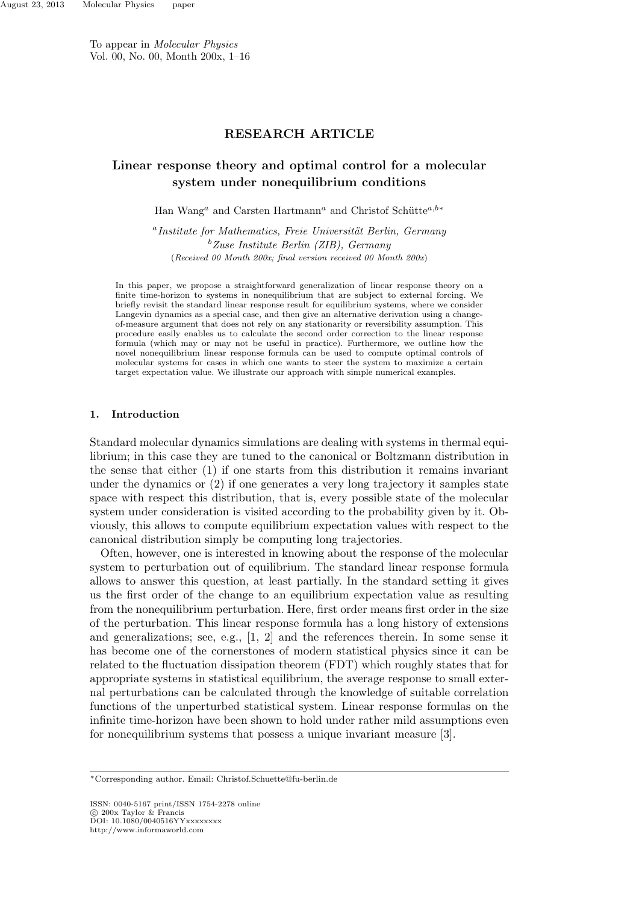To appear in *Molecular Physics*
Vol. 00, No. 00, Month 200x, 1–16

**RESEARCH ARTICLE**

# Linear response theory and optimal control for a molecular system under nonequilibrium conditions

Han Wang[a] and Carsten Hartmann[a] and Christof Schütte[a,b*]

[a] *Institute for Mathematics, Freie Universität Berlin, Germany*
[b] *Zuse Institute Berlin (ZIB), Germany*
(*Received 00 Month 200x; final version received 00 Month 200x*)

In this paper, we propose a straightforward generalization of linear response theory on a finite time-horizon to systems in nonequilibrium that are subject to external forcing. We briefly revisit the standard linear response result for equilibrium systems, where we consider Langevin dynamics as a special case, and then give an alternative derivation using a change-of-measure argument that does not rely on any stationarity or reversibility assumption. This procedure easily enables us to calculate the second order correction to the linear response formula (which may or may not be useful in practice). Furthermore, we outline how the novel nonequilibrium linear response formula can be used to compute optimal controls of molecular systems for cases in which one wants to steer the system to maximize a certain target expectation value. We illustrate our approach with simple numerical examples.

## 1. Introduction

Standard molecular dynamics simulations are dealing with systems in thermal equilibrium; in this case they are tuned to the canonical or Boltzmann distribution in the sense that either (1) if one starts from this distribution it remains invariant under the dynamics or (2) if one generates a very long trajectory it samples state space with respect this distribution, that is, every possible state of the molecular system under consideration is visited according to the probability given by it. Obviously, this allows to compute equilibrium expectation values with respect to the canonical distribution simply be computing long trajectories.

Often, however, one is interested in knowing about the response of the molecular system to perturbation out of equilibrium. The standard linear response formula allows to answer this question, at least partially. In the standard setting it gives us the first order of the change to an equilibrium expectation value as resulting from the nonequilibrium perturbation. Here, first order means first order in the size of the perturbation. This linear response formula has a long history of extensions and generalizations; see, e.g., [1, 2] and the references therein. In some sense it has become one of the cornerstones of modern statistical physics since it can be related to the fluctuation dissipation theorem (FDT) which roughly states that for appropriate systems in statistical equilibrium, the average response to small external perturbations can be calculated through the knowledge of suitable correlation functions of the unperturbed statistical system. Linear response formulas on the infinite time-horizon have been shown to hold under rather mild assumptions even for nonequilibrium systems that possess a unique invariant measure [3].

*Corresponding author. Email: Christof.Schuette@fu-berlin.de

ISSN: 0040-5167 print/ISSN 1754-2278 online
© 200x Taylor & Francis
DOI: 10.1080/0040516YYxxxxxxxx
http://www.informaworld.com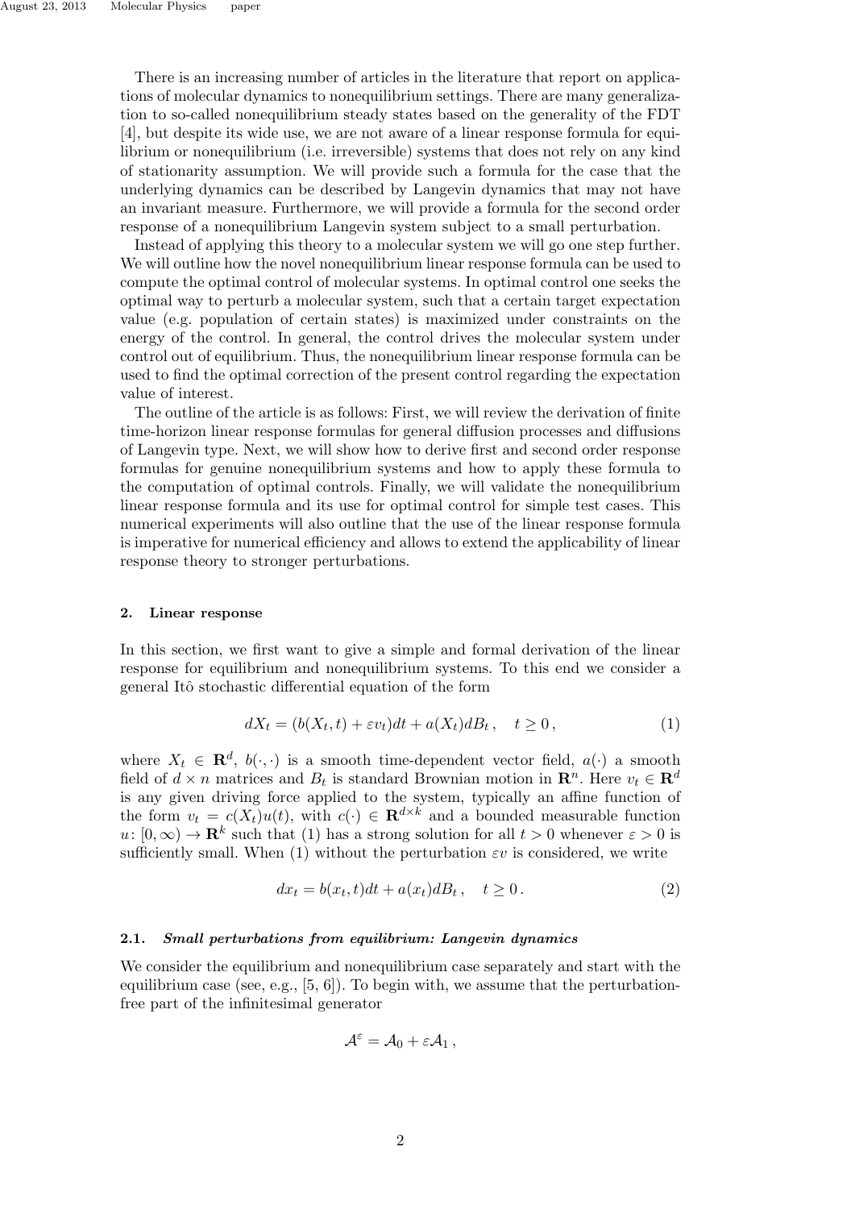There is an increasing number of articles in the literature that report on applications of molecular dynamics to nonequilibrium settings. There are many generalization to so-called nonequilibrium steady states based on the generality of the FDT [4], but despite its wide use, we are not aware of a linear response formula for equilibrium or nonequilibrium (i.e. irreversible) systems that does not rely on any kind of stationarity assumption. We will provide such a formula for the case that the underlying dynamics can be described by Langevin dynamics that may not have an invariant measure. Furthermore, we will provide a formula for the second order response of a nonequilibrium Langevin system subject to a small perturbation.

Instead of applying this theory to a molecular system we will go one step further. We will outline how the novel nonequilibrium linear response formula can be used to compute the optimal control of molecular systems. In optimal control one seeks the optimal way to perturb a molecular system, such that a certain target expectation value (e.g. population of certain states) is maximized under constraints on the energy of the control. In general, the control drives the molecular system under control out of equilibrium. Thus, the nonequilibrium linear response formula can be used to find the optimal correction of the present control regarding the expectation value of interest.

The outline of the article is as follows: First, we will review the derivation of finite time-horizon linear response formulas for general diffusion processes and diffusions of Langevin type. Next, we will show how to derive first and second order response formulas for genuine nonequilibrium systems and how to apply these formula to the computation of optimal controls. Finally, we will validate the nonequilibrium linear response formula and its use for optimal control for simple test cases. This numerical experiments will also outline that the use of the linear response formula is imperative for numerical efficiency and allows to extend the applicability of linear response theory to stronger perturbations.

## 2. Linear response

In this section, we first want to give a simple and formal derivation of the linear response for equilibrium and nonequilibrium systems. To this end we consider a general Itô stochastic differential equation of the form

$$dX_t = (b(X_t, t) + \varepsilon v_t)dt + a(X_t)dB_t \,, \quad t \geq 0 \,, \tag{1}$$

where $X_t \in \mathbf{R}^d$, $b(\cdot, \cdot)$ is a smooth time-dependent vector field, $a(\cdot)$ a smooth field of $d \times n$ matrices and $B_t$ is standard Brownian motion in $\mathbf{R}^n$. Here $v_t \in \mathbf{R}^d$ is any given driving force applied to the system, typically an affine function of the form $v_t = c(X_t)u(t)$, with $c(\cdot) \in \mathbf{R}^{d \times k}$ and a bounded measurable function $u \colon [0, \infty) \to \mathbf{R}^k$ such that (1) has a strong solution for all $t > 0$ whenever $\varepsilon > 0$ is sufficiently small. When (1) without the perturbation $\varepsilon v$ is considered, we write

$$dx_t = b(x_t, t)dt + a(x_t)dB_t \,, \quad t \geq 0 \,. \tag{2}$$

### 2.1. *Small perturbations from equilibrium: Langevin dynamics*

We consider the equilibrium and nonequilibrium case separately and start with the equilibrium case (see, e.g., [5, 6]). To begin with, we assume that the perturbation-free part of the infinitesimal generator

$$\mathcal{A}^{\varepsilon} = \mathcal{A}_0 + \varepsilon \mathcal{A}_1 \,,$$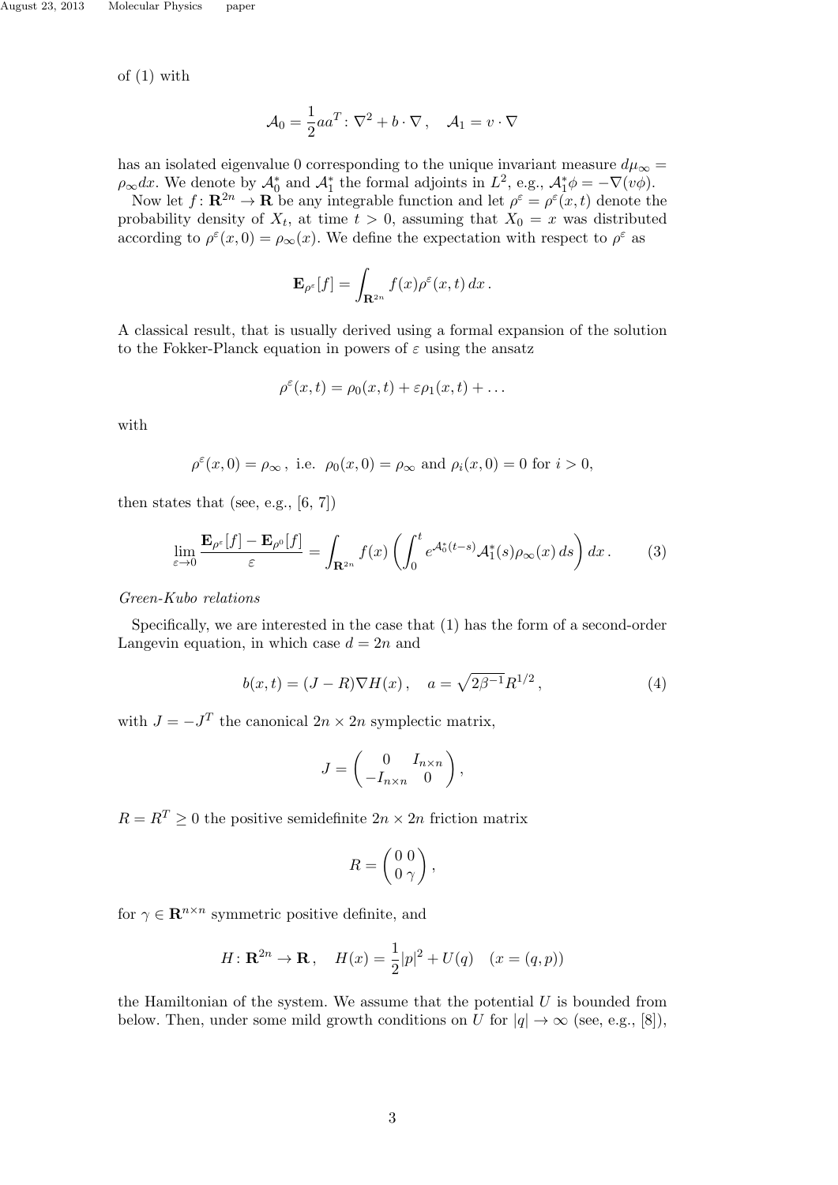of (1) with

$$\mathcal{A}_0 = \frac{1}{2} a a^T : \nabla^2 + b \cdot \nabla \,, \quad \mathcal{A}_1 = v \cdot \nabla$$

has an isolated eigenvalue 0 corresponding to the unique invariant measure $d\mu_\infty = \rho_\infty dx$. We denote by $\mathcal{A}_0^*$ and $\mathcal{A}_1^*$ the formal adjoints in $L^2$, e.g., $\mathcal{A}_1^*\phi = -\nabla(v\phi)$.

Now let $f : \mathbf{R}^{2n} \to \mathbf{R}$ be any integrable function and let $\rho^\varepsilon = \rho^\varepsilon(x,t)$ denote the probability density of $X_t$, at time $t > 0$, assuming that $X_0 = x$ was distributed according to $\rho^\varepsilon(x,0) = \rho_\infty(x)$. We define the expectation with respect to $\rho^\varepsilon$ as

$$\mathbf{E}_{\rho^\varepsilon}[f] = \int_{\mathbf{R}^{2n}} f(x) \rho^\varepsilon(x,t)\, dx \,.$$

A classical result, that is usually derived using a formal expansion of the solution to the Fokker-Planck equation in powers of $\varepsilon$ using the ansatz

$$\rho^\varepsilon(x,t) = \rho_0(x,t) + \varepsilon \rho_1(x,t) + \ldots$$

with

$$\rho^\varepsilon(x,0) = \rho_\infty \,, \text{ i.e. } \rho_0(x,0) = \rho_\infty \text{ and } \rho_i(x,0) = 0 \text{ for } i > 0,$$

then states that (see, e.g., [6, 7])

$$\lim_{\varepsilon \to 0} \frac{\mathbf{E}_{\rho^\varepsilon}[f] - \mathbf{E}_{\rho^0}[f]}{\varepsilon} = \int_{\mathbf{R}^{2n}} f(x) \left( \int_0^t e^{\mathcal{A}_0^*(t-s)} \mathcal{A}_1^*(s) \rho_\infty(x)\, ds \right) dx \,. \tag{3}$$

*Green-Kubo relations*

Specifically, we are interested in the case that (1) has the form of a second-order Langevin equation, in which case $d = 2n$ and

$$b(x,t) = (J - R)\nabla H(x) \,, \quad a = \sqrt{2\beta^{-1}} R^{1/2} \,, \tag{4}$$

with $J = -J^T$ the canonical $2n \times 2n$ symplectic matrix,

$$J = \begin{pmatrix} 0 & I_{n\times n} \\ -I_{n\times n} & 0 \end{pmatrix},$$

$R = R^T \geq 0$ the positive semidefinite $2n \times 2n$ friction matrix

$$R = \begin{pmatrix} 0 & 0 \\ 0 & \gamma \end{pmatrix},$$

for $\gamma \in \mathbf{R}^{n\times n}$ symmetric positive definite, and

$$H : \mathbf{R}^{2n} \to \mathbf{R} \,, \quad H(x) = \frac{1}{2}|p|^2 + U(q) \quad (x = (q,p))$$

the Hamiltonian of the system. We assume that the potential $U$ is bounded from below. Then, under some mild growth conditions on $U$ for $|q| \to \infty$ (see, e.g., [8]),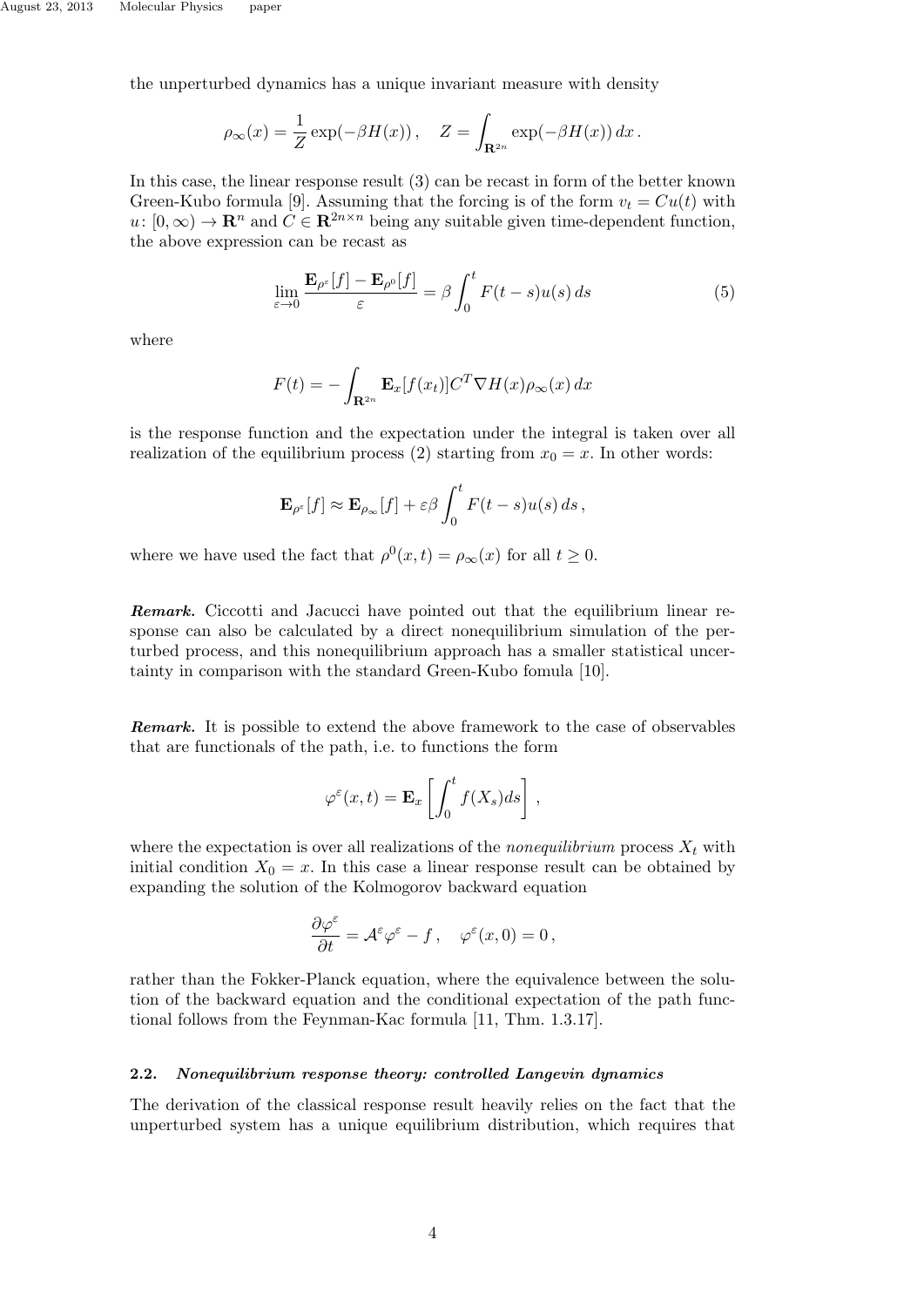the unperturbed dynamics has a unique invariant measure with density

$$\rho_\infty(x) = \frac{1}{Z}\exp(-\beta H(x))\,, \quad Z = \int_{\mathbf{R}^{2n}} \exp(-\beta H(x))\,dx\,.$$

In this case, the linear response result (3) can be recast in form of the better known Green-Kubo formula [9]. Assuming that the forcing is of the form $v_t = Cu(t)$ with $u\colon [0,\infty) \to \mathbf{R}^n$ and $C \in \mathbf{R}^{2n\times n}$ being any suitable given time-dependent function, the above expression can be recast as

$$\lim_{\varepsilon\to 0} \frac{\mathbf{E}_{\rho^\varepsilon}[f] - \mathbf{E}_{\rho^0}[f]}{\varepsilon} = \beta \int_0^t F(t-s)u(s)\,ds \tag{5}$$

where

$$F(t) = -\int_{\mathbf{R}^{2n}} \mathbf{E}_x[f(x_t)] C^T \nabla H(x) \rho_\infty(x)\,dx$$

is the response function and the expectation under the integral is taken over all realization of the equilibrium process (2) starting from $x_0 = x$. In other words:

$$\mathbf{E}_{\rho^\varepsilon}[f] \approx \mathbf{E}_{\rho_\infty}[f] + \varepsilon\beta \int_0^t F(t-s)u(s)\,ds\,,$$

where we have used the fact that $\rho^0(x,t) = \rho_\infty(x)$ for all $t \geq 0$.

***Remark.*** Ciccotti and Jacucci have pointed out that the equilibrium linear response can also be calculated by a direct nonequilibrium simulation of the perturbed process, and this nonequilibrium approach has a smaller statistical uncertainty in comparison with the standard Green-Kubo fomula [10].

***Remark.*** It is possible to extend the above framework to the case of observables that are functionals of the path, i.e. to functions the form

$$\varphi^\varepsilon(x,t) = \mathbf{E}_x\left[\int_0^t f(X_s)ds\right]\,,$$

where the expectation is over all realizations of the *nonequilibrium* process $X_t$ with initial condition $X_0 = x$. In this case a linear response result can be obtained by expanding the solution of the Kolmogorov backward equation

$$\frac{\partial \varphi^\varepsilon}{\partial t} = \mathcal{A}^\varepsilon \varphi^\varepsilon - f\,, \quad \varphi^\varepsilon(x,0) = 0\,,$$

rather than the Fokker-Planck equation, where the equivalence between the solution of the backward equation and the conditional expectation of the path functional follows from the Feynman-Kac formula [11, Thm. 1.3.17].

### 2.2. *Nonequilibrium response theory: controlled Langevin dynamics*

The derivation of the classical response result heavily relies on the fact that the unperturbed system has a unique equilibrium distribution, which requires that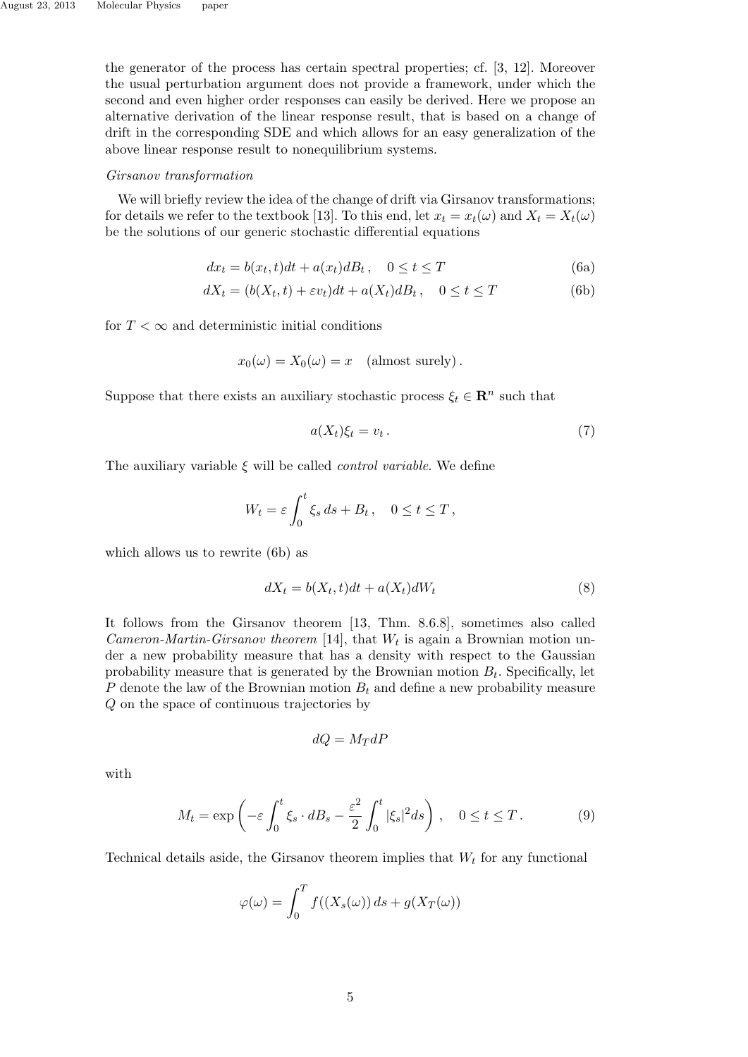the generator of the process has certain spectral properties; cf. [3, 12]. Moreover the usual perturbation argument does not provide a framework, under which the second and even higher order responses can easily be derived. Here we propose an alternative derivation of the linear response result, that is based on a change of drift in the corresponding SDE and which allows for an easy generalization of the above linear response result to nonequilibrium systems.

*Girsanov transformation*

We will briefly review the idea of the change of drift via Girsanov transformations; for details we refer to the textbook [13]. To this end, let $x_t = x_t(\omega)$ and $X_t = X_t(\omega)$ be the solutions of our generic stochastic differential equations

$$dx_t = b(x_t, t)dt + a(x_t)dB_t\,, \quad 0 \le t \le T \tag{6a}$$

$$dX_t = (b(X_t, t) + \varepsilon v_t)dt + a(X_t)dB_t\,, \quad 0 \le t \le T \tag{6b}$$

for $T < \infty$ and deterministic initial conditions

$$x_0(\omega) = X_0(\omega) = x \quad \text{(almost surely)}\,.$$

Suppose that there exists an auxiliary stochastic process $\xi_t \in \mathbf{R}^n$ such that

$$a(X_t)\xi_t = v_t\,. \tag{7}$$

The auxiliary variable $\xi$ will be called *control variable*. We define

$$W_t = \varepsilon \int_0^t \xi_s \, ds + B_t\,, \quad 0 \le t \le T\,,$$

which allows us to rewrite (6b) as

$$dX_t = b(X_t, t)dt + a(X_t)dW_t \tag{8}$$

It follows from the Girsanov theorem [13, Thm. 8.6.8], sometimes also called *Cameron-Martin-Girsanov theorem* [14], that $W_t$ is again a Brownian motion under a new probability measure that has a density with respect to the Gaussian probability measure that is generated by the Brownian motion $B_t$. Specifically, let $P$ denote the law of the Brownian motion $B_t$ and define a new probability measure $Q$ on the space of continuous trajectories by

$$dQ = M_T dP$$

with

$$M_t = \exp\left(-\varepsilon \int_0^t \xi_s \cdot dB_s - \frac{\varepsilon^2}{2}\int_0^t |\xi_s|^2 ds\right)\,, \quad 0 \le t \le T\,. \tag{9}$$

Technical details aside, the Girsanov theorem implies that $W_t$ for any functional

$$\varphi(\omega) = \int_0^T f((X_s(\omega))\, ds + g(X_T(\omega))$$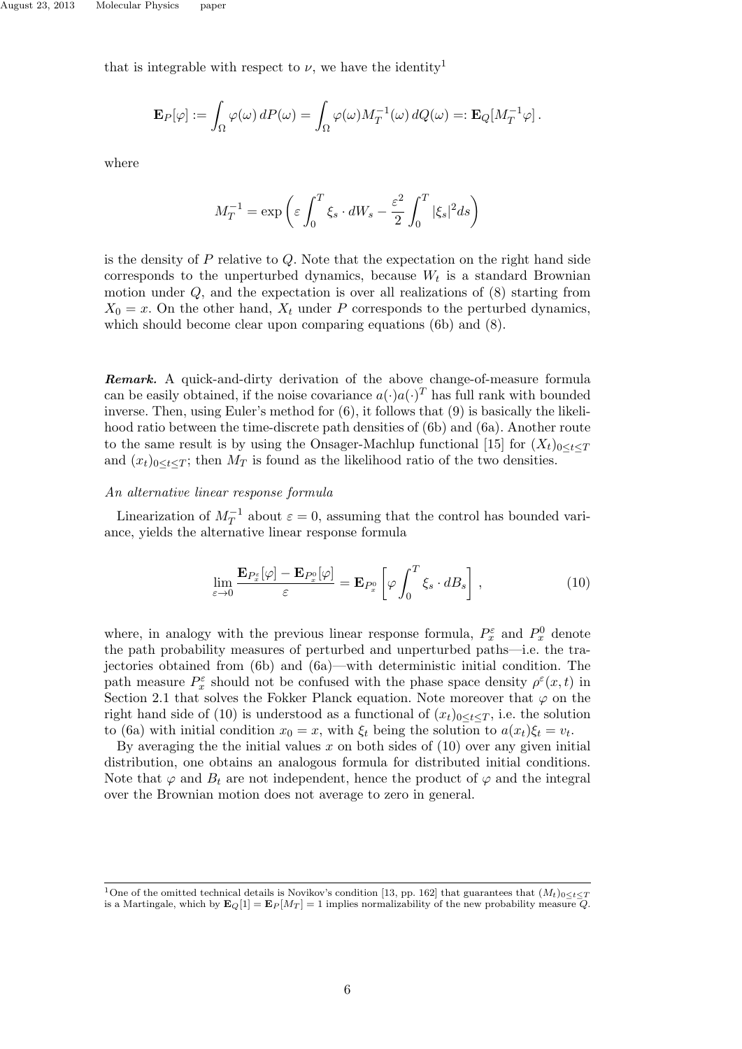that is integrable with respect to $\nu$, we have the identity[1]

$$\mathbf{E}_P[\varphi] := \int_\Omega \varphi(\omega)\, dP(\omega) = \int_\Omega \varphi(\omega) M_T^{-1}(\omega)\, dQ(\omega) =: \mathbf{E}_Q[M_T^{-1}\varphi]\,.$$

where

$$M_T^{-1} = \exp\left(\varepsilon \int_0^T \xi_s \cdot dW_s - \frac{\varepsilon^2}{2}\int_0^T |\xi_s|^2 ds\right)$$

is the density of $P$ relative to $Q$. Note that the expectation on the right hand side corresponds to the unperturbed dynamics, because $W_t$ is a standard Brownian motion under $Q$, and the expectation is over all realizations of (8) starting from $X_0 = x$. On the other hand, $X_t$ under $P$ corresponds to the perturbed dynamics, which should become clear upon comparing equations (6b) and (8).

***Remark.*** A quick-and-dirty derivation of the above change-of-measure formula can be easily obtained, if the noise covariance $a(\cdot)a(\cdot)^T$ has full rank with bounded inverse. Then, using Euler's method for (6), it follows that (9) is basically the likelihood ratio between the time-discrete path densities of (6b) and (6a). Another route to the same result is by using the Onsager-Machlup functional [15] for $(X_t)_{0\le t\le T}$ and $(x_t)_{0\le t\le T}$; then $M_T$ is found as the likelihood ratio of the two densities.

*An alternative linear response formula*

Linearization of $M_T^{-1}$ about $\varepsilon = 0$, assuming that the control has bounded variance, yields the alternative linear response formula

$$\lim_{\varepsilon\to 0} \frac{\mathbf{E}_{P_x^\varepsilon}[\varphi] - \mathbf{E}_{P_x^0}[\varphi]}{\varepsilon} = \mathbf{E}_{P_x^0}\left[\varphi \int_0^T \xi_s \cdot dB_s\right], \tag{10}$$

where, in analogy with the previous linear response formula, $P_x^\varepsilon$ and $P_x^0$ denote the path probability measures of perturbed and unperturbed paths—i.e. the trajectories obtained from (6b) and (6a)—with deterministic initial condition. The path measure $P_x^\varepsilon$ should not be confused with the phase space density $\rho^\varepsilon(x,t)$ in Section 2.1 that solves the Fokker Planck equation. Note moreover that $\varphi$ on the right hand side of (10) is understood as a functional of $(x_t)_{0\le t\le T}$, i.e. the solution to (6a) with initial condition $x_0 = x$, with $\xi_t$ being the solution to $a(x_t)\xi_t = v_t$.

By averaging the the initial values $x$ on both sides of (10) over any given initial distribution, one obtains an analogous formula for distributed initial conditions. Note that $\varphi$ and $B_t$ are not independent, hence the product of $\varphi$ and the integral over the Brownian motion does not average to zero in general.

[1] One of the omitted technical details is Novikov's condition [13, pp. 162] that guarantees that $(M_t)_{0\le t\le T}$ is a Martingale, which by $\mathbf{E}_Q[1] = \mathbf{E}_P[M_T] = 1$ implies normalizability of the new probability measure $Q$.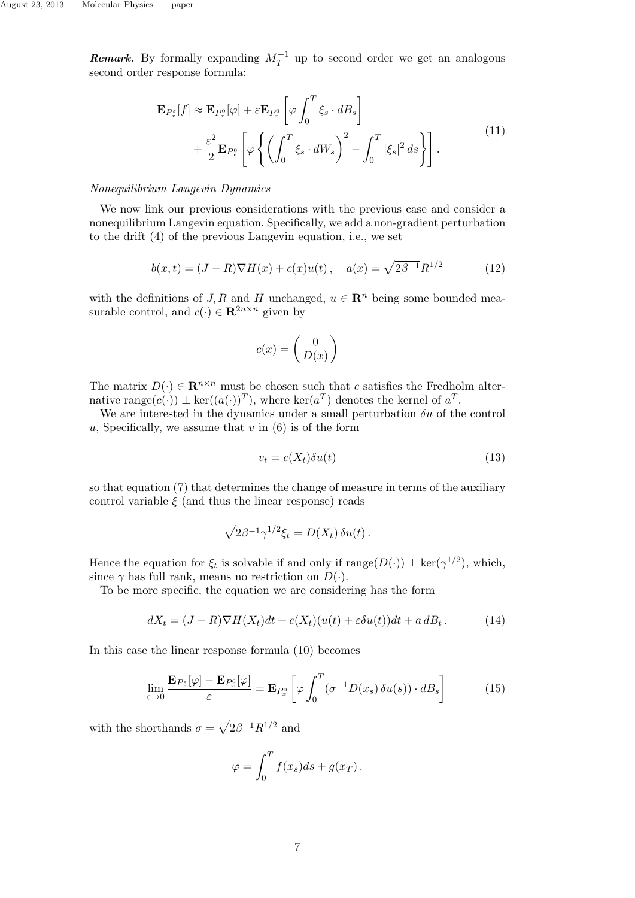***Remark.*** By formally expanding $M_T^{-1}$ up to second order we get an analogous second order response formula:

$$
\begin{aligned}
\mathbf{E}_{P_x^\varepsilon}[f] \approx \mathbf{E}_{P_x^0}[\varphi] &+ \varepsilon \mathbf{E}_{P_x^0}\left[\varphi \int_0^T \xi_s \cdot dB_s\right] \\
&+ \frac{\varepsilon^2}{2}\mathbf{E}_{P_x^0}\left[\varphi \left\{ \left(\int_0^T \xi_s \cdot dW_s\right)^2 - \int_0^T |\xi_s|^2\, ds \right\}\right].
\end{aligned}
\tag{11}
$$

*Nonequilibrium Langevin Dynamics*

We now link our previous considerations with the previous case and consider a nonequilibrium Langevin equation. Specifically, we add a non-gradient perturbation to the drift (4) of the previous Langevin equation, i.e., we set

$$
b(x,t) = (J - R)\nabla H(x) + c(x)u(t)\,, \quad a(x) = \sqrt{2\beta^{-1}}R^{1/2} \tag{12}
$$

with the definitions of $J, R$ and $H$ unchanged, $u \in \mathbf{R}^n$ being some bounded measurable control, and $c(\cdot) \in \mathbf{R}^{2n\times n}$ given by

$$
c(x) = \begin{pmatrix} 0 \\ D(x) \end{pmatrix}
$$

The matrix $D(\cdot) \in \mathbf{R}^{n\times n}$ must be chosen such that $c$ satisfies the Fredholm alternative $\operatorname{range}(c(\cdot)) \perp \ker((a(\cdot))^T)$, where $\ker(a^T)$ denotes the kernel of $a^T$.

We are interested in the dynamics under a small perturbation $\delta u$ of the control $u$, Specifically, we assume that $v$ in (6) is of the form

$$
v_t = c(X_t)\delta u(t) \tag{13}
$$

so that equation (7) that determines the change of measure in terms of the auxiliary control variable $\xi$ (and thus the linear response) reads

$$
\sqrt{2\beta^{-1}}\gamma^{1/2}\xi_t = D(X_t)\,\delta u(t)\,.
$$

Hence the equation for $\xi_t$ is solvable if and only if $\operatorname{range}(D(\cdot)) \perp \ker(\gamma^{1/2})$, which, since $\gamma$ has full rank, means no restriction on $D(\cdot)$.

To be more specific, the equation we are considering has the form

$$
dX_t = (J - R)\nabla H(X_t)dt + c(X_t)(u(t) + \varepsilon\delta u(t))dt + a\, dB_t\,. \tag{14}
$$

In this case the linear response formula (10) becomes

$$
\lim_{\varepsilon\to 0} \frac{\mathbf{E}_{P_x^\varepsilon}[\varphi] - \mathbf{E}_{P_x^0}[\varphi]}{\varepsilon} = \mathbf{E}_{P_x^0}\left[\varphi \int_0^T (\sigma^{-1}D(x_s)\,\delta u(s)) \cdot dB_s\right] \tag{15}
$$

with the shorthands $\sigma = \sqrt{2\beta^{-1}}R^{1/2}$ and

$$
\varphi = \int_0^T f(x_s)ds + g(x_T)\,.
$$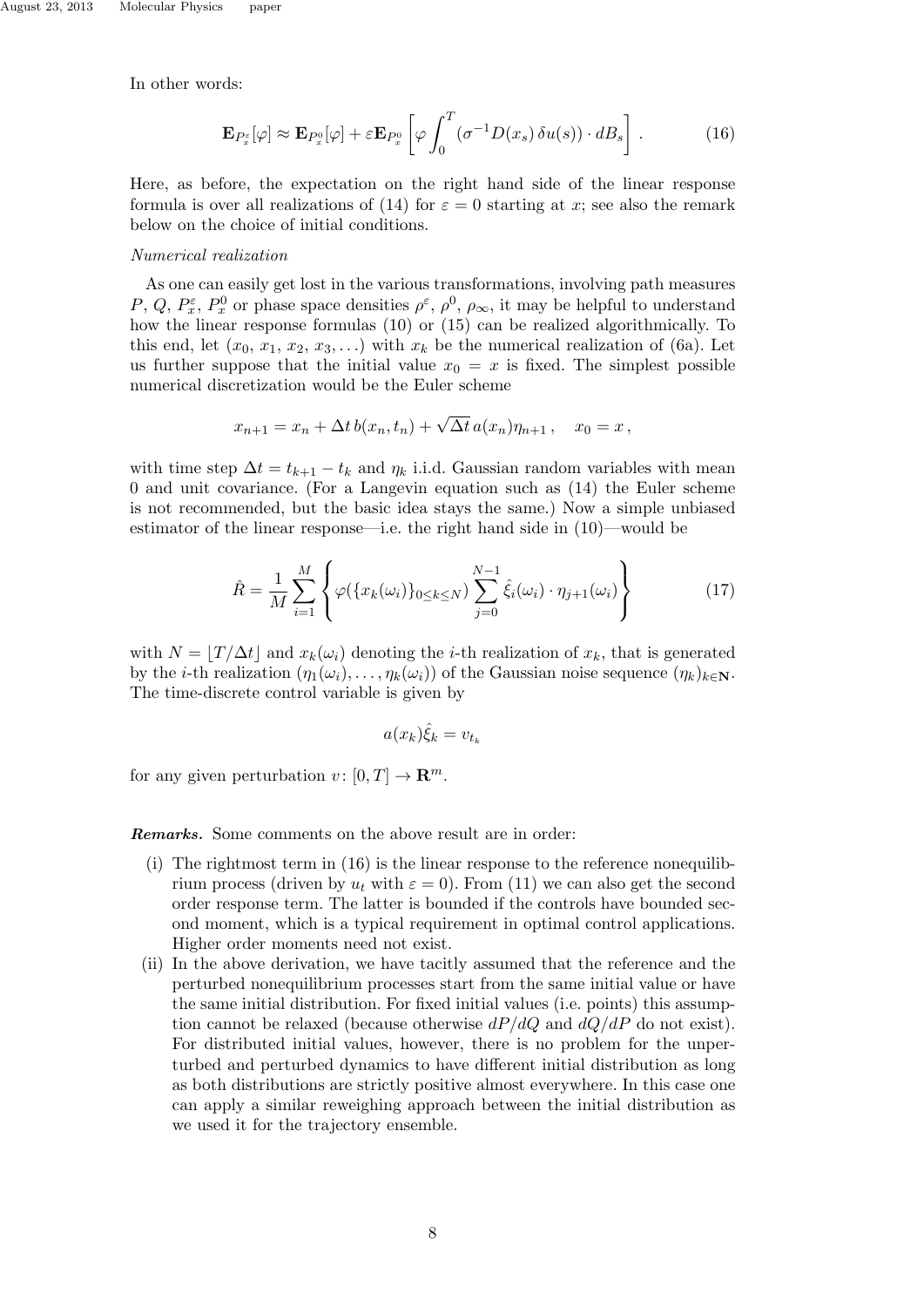In other words:

$$\mathbf{E}_{P_x^\varepsilon}[\varphi] \approx \mathbf{E}_{P_x^0}[\varphi] + \varepsilon \mathbf{E}_{P_x^0}\left[\varphi \int_0^T (\sigma^{-1} D(x_s)\,\delta u(s)) \cdot dB_s\right]. \tag{16}$$

Here, as before, the expectation on the right hand side of the linear response formula is over all realizations of (14) for $\varepsilon = 0$ starting at $x$; see also the remark below on the choice of initial conditions.

*Numerical realization*

As one can easily get lost in the various transformations, involving path measures $P$, $Q$, $P_x^\varepsilon$, $P_x^0$ or phase space densities $\rho^\varepsilon$, $\rho^0$, $\rho_\infty$, it may be helpful to understand how the linear response formulas (10) or (15) can be realized algorithmically. To this end, let $(x_0, x_1, x_2, x_3, \ldots)$ with $x_k$ be the numerical realization of (6a). Let us further suppose that the initial value $x_0 = x$ is fixed. The simplest possible numerical discretization would be the Euler scheme

$$x_{n+1} = x_n + \Delta t\, b(x_n, t_n) + \sqrt{\Delta t}\, a(x_n)\eta_{n+1}\,, \quad x_0 = x\,,$$

with time step $\Delta t = t_{k+1} - t_k$ and $\eta_k$ i.i.d. Gaussian random variables with mean 0 and unit covariance. (For a Langevin equation such as (14) the Euler scheme is not recommended, but the basic idea stays the same.) Now a simple unbiased estimator of the linear response—i.e. the right hand side in (10)—would be

$$\hat{R} = \frac{1}{M}\sum_{i=1}^{M}\left\{\varphi(\{x_k(\omega_i)\}_{0\le k\le N})\sum_{j=0}^{N-1}\hat{\xi}_i(\omega_i)\cdot\eta_{j+1}(\omega_i)\right\} \tag{17}$$

with $N = \lfloor T/\Delta t \rfloor$ and $x_k(\omega_i)$ denoting the $i$-th realization of $x_k$, that is generated by the $i$-th realization $(\eta_1(\omega_i), \ldots, \eta_k(\omega_i))$ of the Gaussian noise sequence $(\eta_k)_{k\in\mathbf{N}}$. The time-discrete control variable is given by

$$a(x_k)\hat{\xi}_k = v_{t_k}$$

for any given perturbation $v\colon [0,T] \to \mathbf{R}^m$.

***Remarks.*** Some comments on the above result are in order:

(i) The rightmost term in (16) is the linear response to the reference nonequilibrium process (driven by $u_t$ with $\varepsilon = 0$). From (11) we can also get the second order response term. The latter is bounded if the controls have bounded second moment, which is a typical requirement in optimal control applications. Higher order moments need not exist.

(ii) In the above derivation, we have tacitly assumed that the reference and the perturbed nonequilibrium processes start from the same initial value or have the same initial distribution. For fixed initial values (i.e. points) this assumption cannot be relaxed (because otherwise $dP/dQ$ and $dQ/dP$ do not exist). For distributed initial values, however, there is no problem for the unperturbed and perturbed dynamics to have different initial distribution as long as both distributions are strictly positive almost everywhere. In this case one can apply a similar reweighing approach between the initial distribution as we used it for the trajectory ensemble.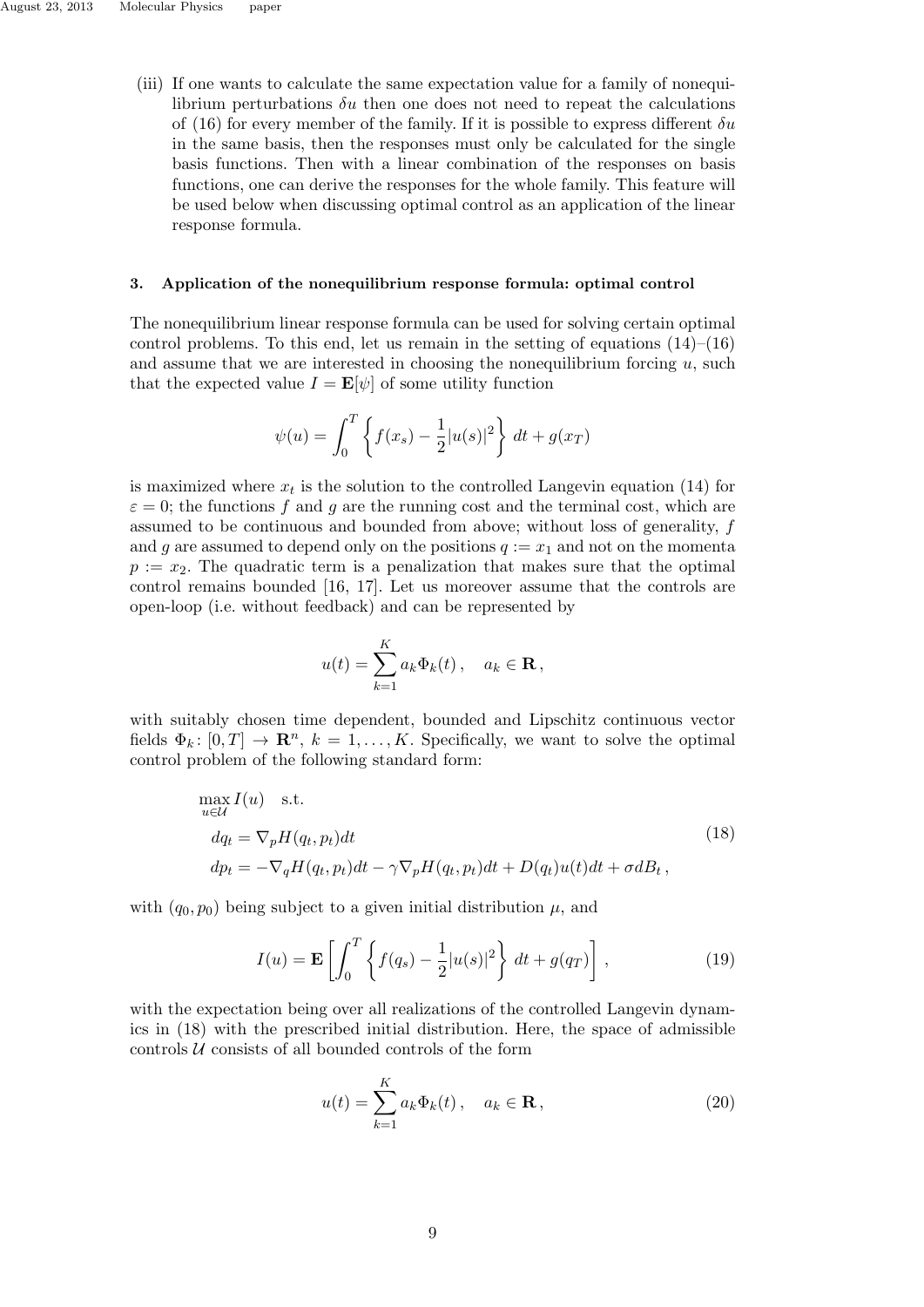(iii) If one wants to calculate the same expectation value for a family of nonequilibrium perturbations $\delta u$ then one does not need to repeat the calculations of (16) for every member of the family. If it is possible to express different $\delta u$ in the same basis, then the responses must only be calculated for the single basis functions. Then with a linear combination of the responses on basis functions, one can derive the responses for the whole family. This feature will be used below when discussing optimal control as an application of the linear response formula.

## 3. Application of the nonequilibrium response formula: optimal control

The nonequilibrium linear response formula can be used for solving certain optimal control problems. To this end, let us remain in the setting of equations (14)–(16) and assume that we are interested in choosing the nonequilibrium forcing $u$, such that the expected value $I = \mathbf{E}[\psi]$ of some utility function

$$\psi(u) = \int_0^T \left\{ f(x_s) - \frac{1}{2}|u(s)|^2 \right\} dt + g(x_T)$$

is maximized where $x_t$ is the solution to the controlled Langevin equation (14) for $\varepsilon = 0$; the functions $f$ and $g$ are the running cost and the terminal cost, which are assumed to be continuous and bounded from above; without loss of generality, $f$ and $g$ are assumed to depend only on the positions $q := x_1$ and not on the momenta $p := x_2$. The quadratic term is a penalization that makes sure that the optimal control remains bounded [16, 17]. Let us moreover assume that the controls are open-loop (i.e. without feedback) and can be represented by

$$u(t) = \sum_{k=1}^{K} a_k \Phi_k(t)\,, \quad a_k \in \mathbf{R}\,,$$

with suitably chosen time dependent, bounded and Lipschitz continuous vector fields $\Phi_k \colon [0,T] \to \mathbf{R}^n$, $k = 1, \ldots, K$. Specifically, we want to solve the optimal control problem of the following standard form:

$$\begin{aligned}
&\max_{u \in \mathcal{U}} I(u) \quad \text{s.t.} \\
&dq_t = \nabla_p H(q_t, p_t) dt \\
&dp_t = -\nabla_q H(q_t, p_t) dt - \gamma \nabla_p H(q_t, p_t) dt + D(q_t) u(t) dt + \sigma dB_t\,,
\end{aligned} \tag{18}$$

with $(q_0, p_0)$ being subject to a given initial distribution $\mu$, and

$$I(u) = \mathbf{E}\left[ \int_0^T \left\{ f(q_s) - \frac{1}{2}|u(s)|^2 \right\} dt + g(q_T) \right], \tag{19}$$

with the expectation being over all realizations of the controlled Langevin dynamics in (18) with the prescribed initial distribution. Here, the space of admissible controls $\mathcal{U}$ consists of all bounded controls of the form

$$u(t) = \sum_{k=1}^{K} a_k \Phi_k(t)\,, \quad a_k \in \mathbf{R}\,, \tag{20}$$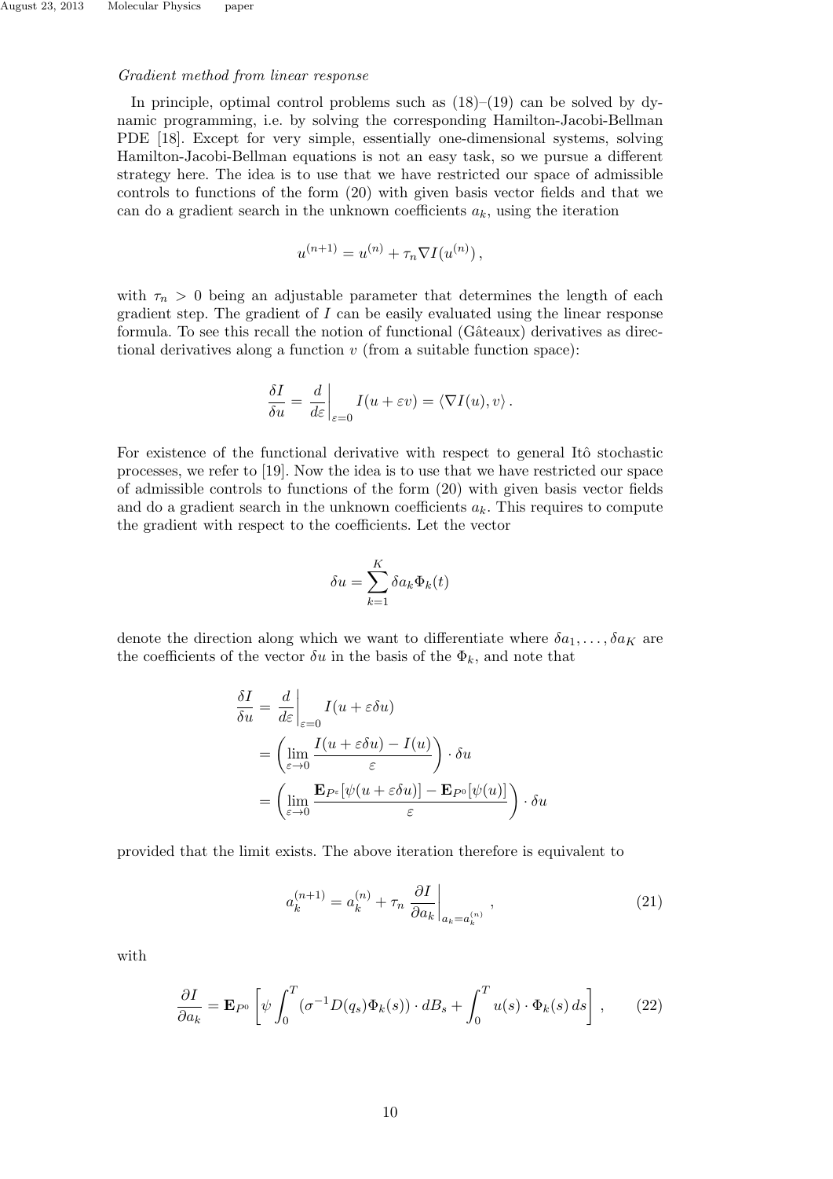*Gradient method from linear response*

In principle, optimal control problems such as (18)–(19) can be solved by dynamic programming, i.e. by solving the corresponding Hamilton-Jacobi-Bellman PDE [18]. Except for very simple, essentially one-dimensional systems, solving Hamilton-Jacobi-Bellman equations is not an easy task, so we pursue a different strategy here. The idea is to use that we have restricted our space of admissible controls to functions of the form (20) with given basis vector fields and that we can do a gradient search in the unknown coefficients $a_k$, using the iteration

$$u^{(n+1)} = u^{(n)} + \tau_n \nabla I(u^{(n)})\,,$$

with $\tau_n > 0$ being an adjustable parameter that determines the length of each gradient step. The gradient of $I$ can be easily evaluated using the linear response formula. To see this recall the notion of functional (Gâteaux) derivatives as directional derivatives along a function $v$ (from a suitable function space):

$$\frac{\delta I}{\delta u} = \left.\frac{d}{d\varepsilon}\right|_{\varepsilon=0} I(u+\varepsilon v) = \langle \nabla I(u), v\rangle\,.$$

For existence of the functional derivative with respect to general Itô stochastic processes, we refer to [19]. Now the idea is to use that we have restricted our space of admissible controls to functions of the form (20) with given basis vector fields and do a gradient search in the unknown coefficients $a_k$. This requires to compute the gradient with respect to the coefficients. Let the vector

$$\delta u = \sum_{k=1}^{K} \delta a_k \Phi_k(t)$$

denote the direction along which we want to differentiate where $\delta a_1, \ldots, \delta a_K$ are the coefficients of the vector $\delta u$ in the basis of the $\Phi_k$, and note that

$$\begin{aligned}
\frac{\delta I}{\delta u} &= \left.\frac{d}{d\varepsilon}\right|_{\varepsilon=0} I(u+\varepsilon\delta u) \\
&= \left(\lim_{\varepsilon\to 0}\frac{I(u+\varepsilon\delta u) - I(u)}{\varepsilon}\right)\cdot \delta u \\
&= \left(\lim_{\varepsilon\to 0}\frac{\mathbf{E}_{P^{\varepsilon}}[\psi(u+\varepsilon\delta u)] - \mathbf{E}_{P^0}[\psi(u)]}{\varepsilon}\right)\cdot \delta u
\end{aligned}$$

provided that the limit exists. The above iteration therefore is equivalent to

$$a_k^{(n+1)} = a_k^{(n)} + \tau_n \left.\frac{\partial I}{\partial a_k}\right|_{a_k = a_k^{(n)}}\,, \tag{21}$$

with

$$\frac{\partial I}{\partial a_k} = \mathbf{E}_{P^0}\left[\psi \int_0^T (\sigma^{-1} D(q_s)\Phi_k(s))\cdot dB_s + \int_0^T u(s)\cdot \Phi_k(s)\,ds\right], \tag{22}$$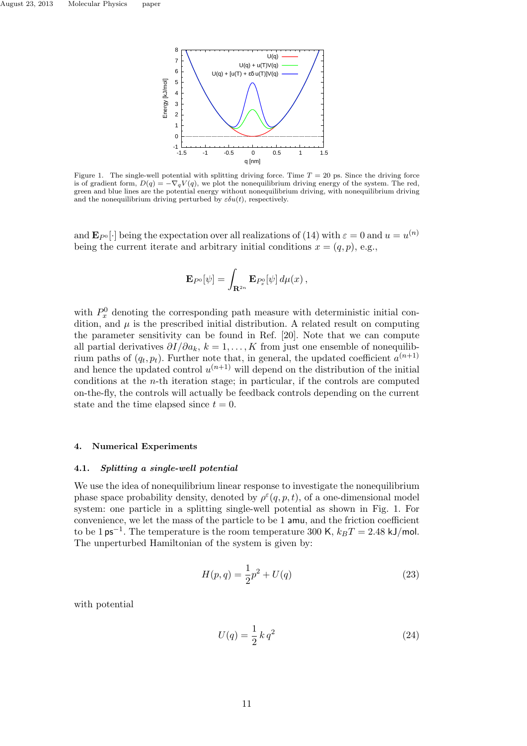Figure 1. The single-well potential with splitting driving force. Time $T = 20$ ps. Since the driving force is of gradient form, $D(q) = -\nabla_q V(q)$, we plot the nonequilibrium driving energy of the system. The red, green and blue lines are the potential energy without nonequilibrium driving, with nonequilibrium driving and the nonequilibrium driving perturbed by $\varepsilon \delta u(t)$, respectively.

and $\mathbf{E}_{P^0}[\cdot]$ being the expectation over all realizations of (14) with $\varepsilon = 0$ and $u = u^{(n)}$ being the current iterate and arbitrary initial conditions $x = (q, p)$, e.g.,

$$\mathbf{E}_{P^0}[\psi] = \int_{\mathbf{R}^{2n}} \mathbf{E}_{P^0_x}[\psi] \, d\mu(x) \, ,$$

with $P^0_x$ denoting the corresponding path measure with deterministic initial condition, and $\mu$ is the prescribed initial distribution. A related result on computing the parameter sensitivity can be found in Ref. [20]. Note that we can compute all partial derivatives $\partial I / \partial a_k$, $k = 1, \ldots, K$ from just one ensemble of nonequilibrium paths of $(q_t, p_t)$. Further note that, in general, the updated coefficient $a^{(n+1)}$ and hence the updated control $u^{(n+1)}$ will depend on the distribution of the initial conditions at the $n$-th iteration stage; in particular, if the controls are computed on-the-fly, the controls will actually be feedback controls depending on the current state and the time elapsed since $t = 0$.

## 4. Numerical Experiments

### 4.1. *Splitting a single-well potential*

We use the idea of nonequilibrium linear response to investigate the nonequilibrium phase space probability density, denoted by $\rho^\varepsilon(q, p, t)$, of a one-dimensional model system: one particle in a splitting single-well potential as shown in Fig. 1. For convenience, we let the mass of the particle to be 1 amu, and the friction coefficient to be 1 $\text{ps}^{-1}$. The temperature is the room temperature 300 K, $k_B T = 2.48$ kJ/mol. The unperturbed Hamiltonian of the system is given by:

$$H(p, q) = \frac{1}{2} p^2 + U(q) \tag{23}$$

with potential

$$U(q) = \frac{1}{2} k \, q^2 \tag{24}$$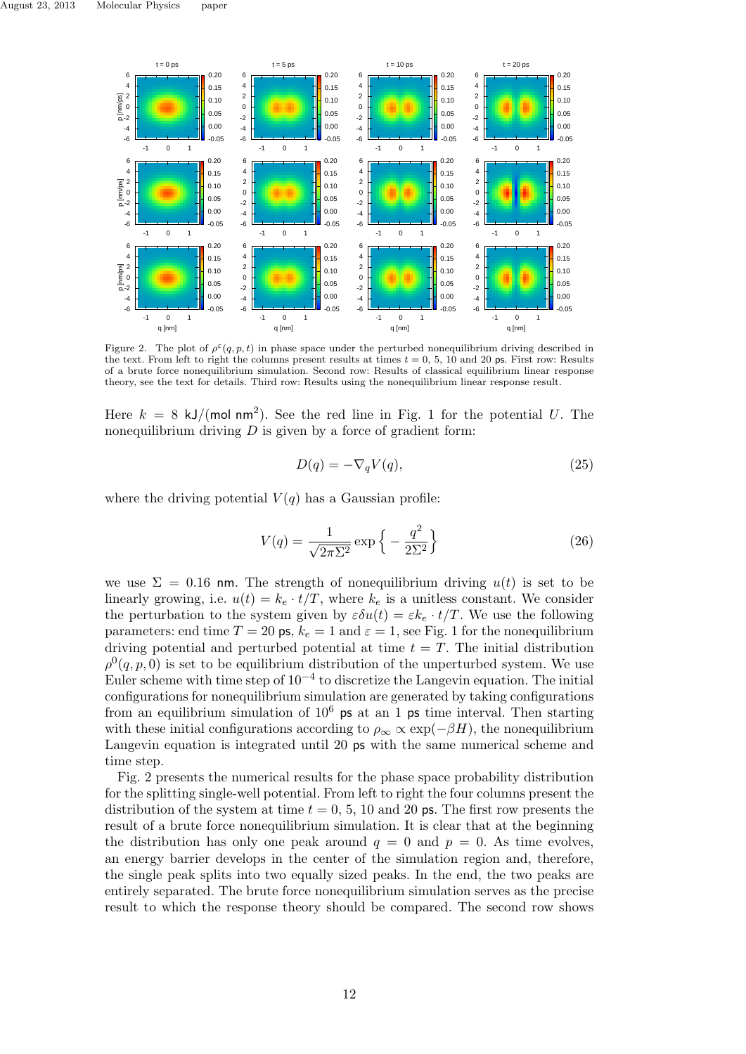Figure 2. The plot of $\rho^\varepsilon(q,p,t)$ in phase space under the perturbed nonequilibrium driving described in the text. From left to right the columns present results at times $t = 0$, 5, 10 and 20 ps. First row: Results of a brute force nonequilibrium simulation. Second row: Results of classical equilibrium linear response theory, see the text for details. Third row: Results using the nonequilibrium linear response result.

Here $k = 8$ kJ/(mol nm$^2$). See the red line in Fig. 1 for the potential $U$. The nonequilibrium driving $D$ is given by a force of gradient form:

$$D(q) = -\nabla_q V(q), \tag{25}$$

where the driving potential $V(q)$ has a Gaussian profile:

$$V(q) = \frac{1}{\sqrt{2\pi\Sigma^2}} \exp\Big\{ -\frac{q^2}{2\Sigma^2} \Big\} \tag{26}$$

we use $\Sigma = 0.16$ nm. The strength of nonequilibrium driving $u(t)$ is set to be linearly growing, i.e. $u(t) = k_e \cdot t/T$, where $k_e$ is a unitless constant. We consider the perturbation to the system given by $\varepsilon\delta u(t) = \varepsilon k_e \cdot t/T$. We use the following parameters: end time $T = 20$ ps, $k_e = 1$ and $\varepsilon = 1$, see Fig. 1 for the nonequilibrium driving potential and perturbed potential at time $t = T$. The initial distribution $\rho^0(q,p,0)$ is set to be equilibrium distribution of the unperturbed system. We use Euler scheme with time step of $10^{-4}$ to discretize the Langevin equation. The initial configurations for nonequilibrium simulation are generated by taking configurations from an equilibrium simulation of $10^6$ ps at an 1 ps time interval. Then starting with these initial configurations according to $\rho_\infty \propto \exp(-\beta H)$, the nonequilibrium Langevin equation is integrated until 20 ps with the same numerical scheme and time step.

Fig. 2 presents the numerical results for the phase space probability distribution for the splitting single-well potential. From left to right the four columns present the distribution of the system at time $t = 0$, 5, 10 and 20 ps. The first row presents the result of a brute force nonequilibrium simulation. It is clear that at the beginning the distribution has only one peak around $q = 0$ and $p = 0$. As time evolves, an energy barrier develops in the center of the simulation region and, therefore, the single peak splits into two equally sized peaks. In the end, the two peaks are entirely separated. The brute force nonequilibrium simulation serves as the precise result to which the response theory should be compared. The second row shows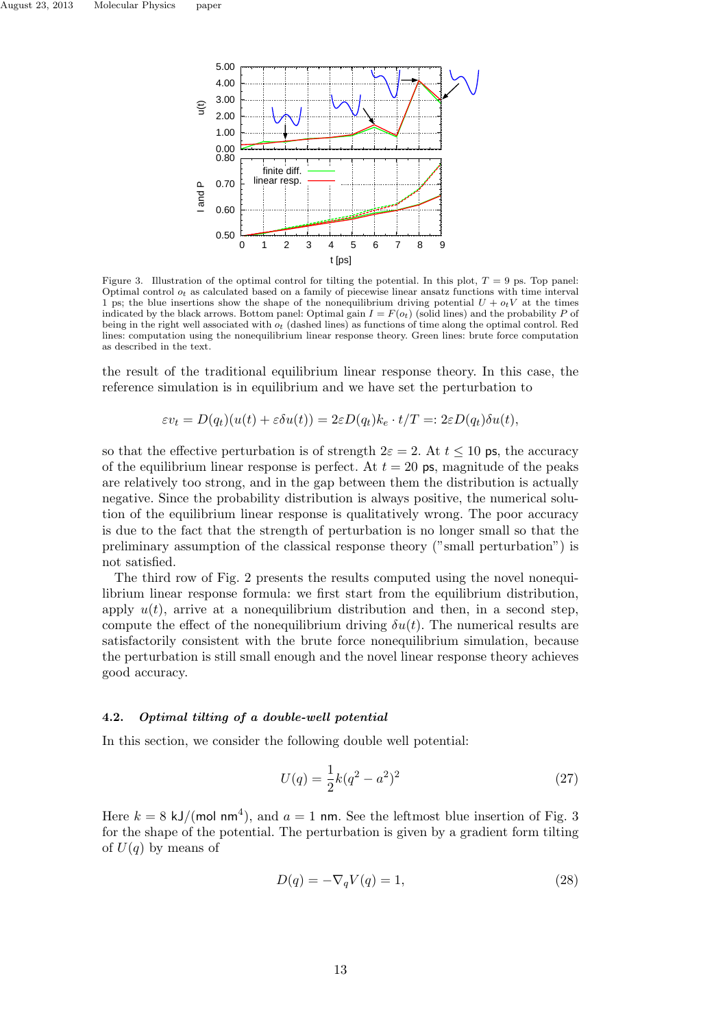Figure 3. Illustration of the optimal control for tilting the potential. In this plot, $T = 9$ ps. Top panel: Optimal control $o_t$ as calculated based on a family of piecewise linear ansatz functions with time interval 1 ps; the blue insertions show the shape of the nonequilibrium driving potential $U + o_t V$ at the times indicated by the black arrows. Bottom panel: Optimal gain $I = F(o_t)$ (solid lines) and the probability $P$ of being in the right well associated with $o_t$ (dashed lines) as functions of time along the optimal control. Red lines: computation using the nonequilibrium linear response theory. Green lines: brute force computation as described in the text.

the result of the traditional equilibrium linear response theory. In this case, the reference simulation is in equilibrium and we have set the perturbation to

$$\varepsilon v_t = D(q_t)(u(t) + \varepsilon \delta u(t)) = 2\varepsilon D(q_t) k_e \cdot t/T =: 2\varepsilon D(q_t)\delta u(t),$$

so that the effective perturbation is of strength $2\varepsilon = 2$. At $t \leq 10$ ps, the accuracy of the equilibrium linear response is perfect. At $t = 20$ ps, magnitude of the peaks are relatively too strong, and in the gap between them the distribution is actually negative. Since the probability distribution is always positive, the numerical solution of the equilibrium linear response is qualitatively wrong. The poor accuracy is due to the fact that the strength of perturbation is no longer small so that the preliminary assumption of the classical response theory ("small perturbation") is not satisfied.

The third row of Fig. 2 presents the results computed using the novel nonequilibrium linear response formula: we first start from the equilibrium distribution, apply $u(t)$, arrive at a nonequilibrium distribution and then, in a second step, compute the effect of the nonequilibrium driving $\delta u(t)$. The numerical results are satisfactorily consistent with the brute force nonequilibrium simulation, because the perturbation is still small enough and the novel linear response theory achieves good accuracy.

### 4.2. *Optimal tilting of a double-well potential*

In this section, we consider the following double well potential:

$$U(q) = \frac{1}{2}k(q^2 - a^2)^2 \tag{27}$$

Here $k = 8$ kJ/(mol nm$^4$), and $a = 1$ nm. See the leftmost blue insertion of Fig. 3 for the shape of the potential. The perturbation is given by a gradient form tilting of $U(q)$ by means of

$$D(q) = -\nabla_q V(q) = 1, \tag{28}$$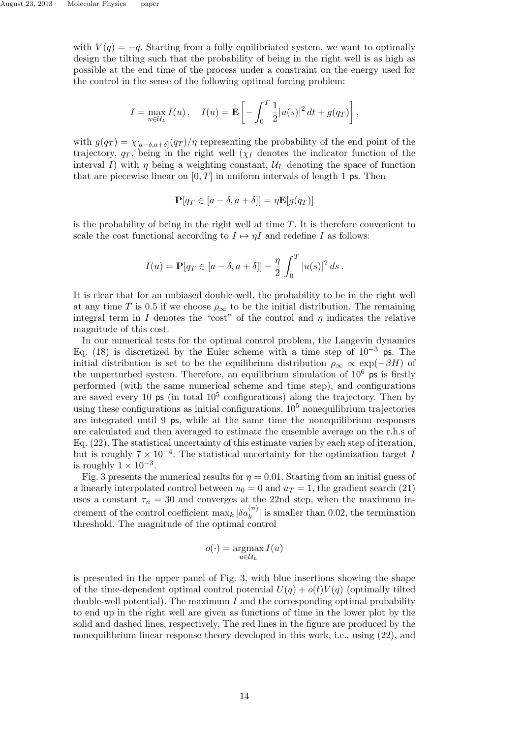with $V(q) = -q$. Starting from a fully equilibriated system, we want to optimally design the tilting such that the probability of being in the right well is as high as possible at the end time of the process under a constraint on the energy used for the control in the sense of the following optimal forcing problem:

$$I = \max_{u \in \mathcal{U}_L} I(u)\,, \quad I(u) = \mathbf{E}\left[ -\int_0^T \frac{1}{2}|u(s)|^2\,dt + g(q_T) \right],$$

with $g(q_T) = \chi_{[a-\delta,a+\delta]}(q_T)/\eta$ representing the probability of the end point of the trajectory, $q_T$, being in the right well ($\chi_I$ denotes the indicator function of the interval $I$) with $\eta$ being a weighting constant, $\mathcal{U}_L$ denoting the space of function that are piecewise linear on $[0, T]$ in uniform intervals of length 1 ps. Then

$$\mathbf{P}[q_T \in [a-\delta, a+\delta]] = \eta \mathbf{E}[g(q_T)]$$

is the probability of being in the right well at time $T$. It is therefore convenient to scale the cost functional according to $I \mapsto \eta I$ and redefine $I$ as follows:

$$I(u) = \mathbf{P}[q_T \in [a-\delta, a+\delta]] - \frac{\eta}{2}\int_0^T |u(s)|^2\,ds\,.$$

It is clear that for an unbiased double-well, the probability to be in the right well at any time $T$ is 0.5 if we choose $\rho_\infty$ to be the initial distribution. The remaining integral term in $I$ denotes the "cost" of the control and $\eta$ indicates the relative magnitude of this cost.

In our numerical tests for the optimal control problem, the Langevin dynamics Eq. (18) is discretized by the Euler scheme with a time step of $10^{-3}$ ps. The initial distribution is set to be the equilibrium distribution $\rho_\infty \propto \exp(-\beta H)$ of the unperturbed system. Therefore, an equilibrium simulation of $10^6$ ps is firstly performed (with the same numerical scheme and time step), and configurations are saved every 10 ps (in total $10^5$ configurations) along the trajectory. Then by using these configurations as initial configurations, $10^5$ nonequilibrium trajectories are integrated until 9 ps, while at the same time the nonequilibrium responses are calculated and then averaged to estimate the ensemble average on the r.h.s of Eq. (22). The statistical uncertainty of this estimate varies by each step of iteration, but is roughly $7 \times 10^{-4}$. The statistical uncertainty for the optimization target $I$ is roughly $1 \times 10^{-3}$.

Fig. 3 presents the numerical results for $\eta = 0.01$. Starting from an initial guess of a linearly interpolated control between $u_0 = 0$ and $u_T = 1$, the gradient search (21) uses a constant $\tau_n = 30$ and converges at the 22nd step, when the maximum increment of the control coefficient $\max_k |\delta a_k^{(n)}|$ is smaller than 0.02, the termination threshold. The magnitude of the optimal control

$$o(\cdot) = \operatorname*{argmax}_{u \in \mathcal{U}_L} I(u)$$

is presented in the upper panel of Fig. 3, with blue insertions showing the shape of the time-dependent optimal control potential $U(q) + o(t)V(q)$ (optimally tilted double-well potential). The maximum $I$ and the corresponding optimal probability to end up in the right well are given as functions of time in the lower plot by the solid and dashed lines, respectively. The red lines in the figure are produced by the nonequilibrium linear response theory developed in this work, i.e., using (22), and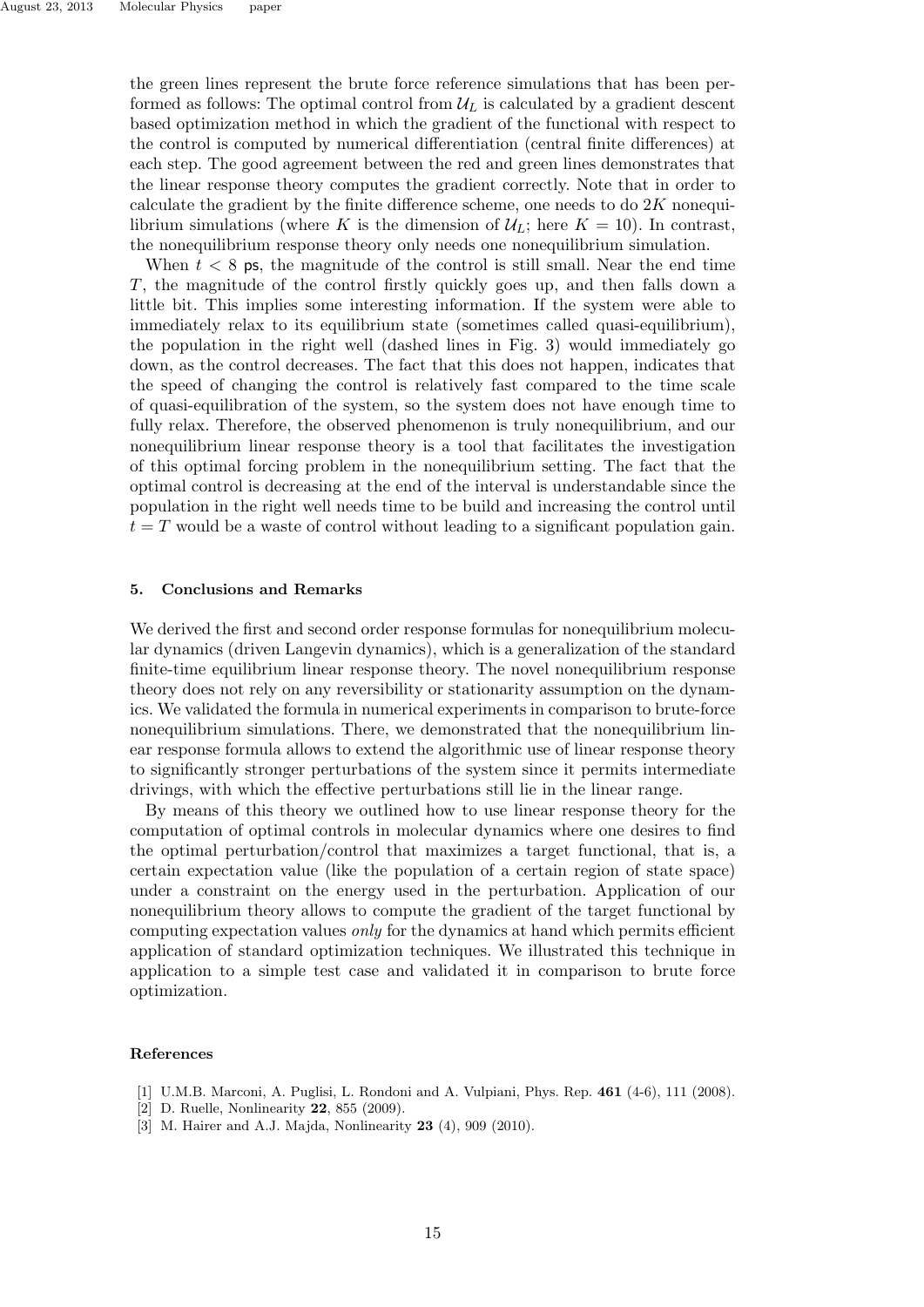the green lines represent the brute force reference simulations that has been performed as follows: The optimal control from $\mathcal{U}_L$ is calculated by a gradient descent based optimization method in which the gradient of the functional with respect to the control is computed by numerical differentiation (central finite differences) at each step. The good agreement between the red and green lines demonstrates that the linear response theory computes the gradient correctly. Note that in order to calculate the gradient by the finite difference scheme, one needs to do $2K$ nonequilibrium simulations (where $K$ is the dimension of $\mathcal{U}_L$; here $K = 10$). In contrast, the nonequilibrium response theory only needs one nonequilibrium simulation.

When $t < 8$ ps, the magnitude of the control is still small. Near the end time $T$, the magnitude of the control firstly quickly goes up, and then falls down a little bit. This implies some interesting information. If the system were able to immediately relax to its equilibrium state (sometimes called quasi-equilibrium), the population in the right well (dashed lines in Fig. 3) would immediately go down, as the control decreases. The fact that this does not happen, indicates that the speed of changing the control is relatively fast compared to the time scale of quasi-equilibration of the system, so the system does not have enough time to fully relax. Therefore, the observed phenomenon is truly nonequilibrium, and our nonequilibrium linear response theory is a tool that facilitates the investigation of this optimal forcing problem in the nonequilibrium setting. The fact that the optimal control is decreasing at the end of the interval is understandable since the population in the right well needs time to be build and increasing the control until $t = T$ would be a waste of control without leading to a significant population gain.

## 5. Conclusions and Remarks

We derived the first and second order response formulas for nonequilibrium molecular dynamics (driven Langevin dynamics), which is a generalization of the standard finite-time equilibrium linear response theory. The novel nonequilibrium response theory does not rely on any reversibility or stationarity assumption on the dynamics. We validated the formula in numerical experiments in comparison to brute-force nonequilibrium simulations. There, we demonstrated that the nonequilibrium linear response formula allows to extend the algorithmic use of linear response theory to significantly stronger perturbations of the system since it permits intermediate drivings, with which the effective perturbations still lie in the linear range.

By means of this theory we outlined how to use linear response theory for the computation of optimal controls in molecular dynamics where one desires to find the optimal perturbation/control that maximizes a target functional, that is, a certain expectation value (like the population of a certain region of state space) under a constraint on the energy used in the perturbation. Application of our nonequilibrium theory allows to compute the gradient of the target functional by computing expectation values *only* for the dynamics at hand which permits efficient application of standard optimization techniques. We illustrated this technique in application to a simple test case and validated it in comparison to brute force optimization.

## References

[1] U.M.B. Marconi, A. Puglisi, L. Rondoni and A. Vulpiani, Phys. Rep. **461** (4-6), 111 (2008).
[2] D. Ruelle, Nonlinearity **22**, 855 (2009).
[3] M. Hairer and A.J. Majda, Nonlinearity **23** (4), 909 (2010).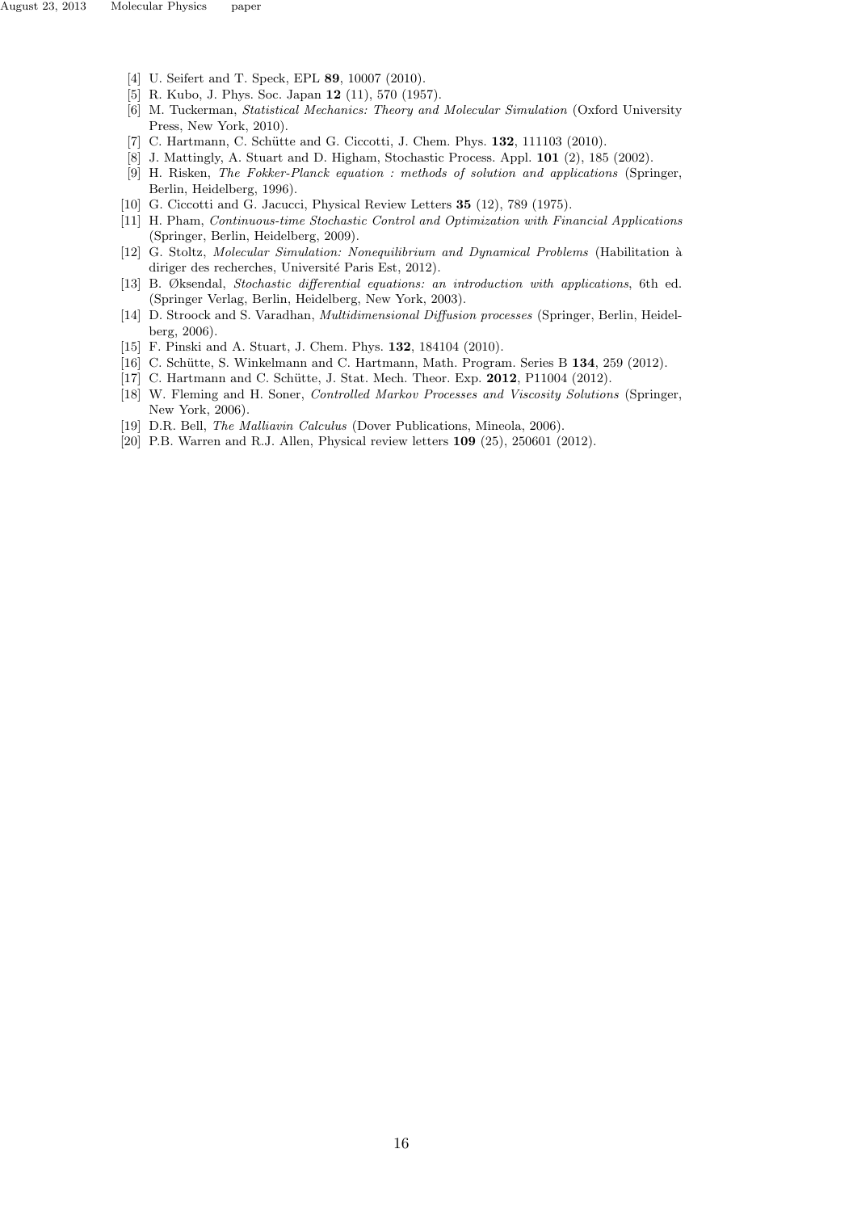[4] U. Seifert and T. Speck, EPL **89**, 10007 (2010).

[5] R. Kubo, J. Phys. Soc. Japan **12** (11), 570 (1957).

[6] M. Tuckerman, *Statistical Mechanics: Theory and Molecular Simulation* (Oxford University Press, New York, 2010).

[7] C. Hartmann, C. Schütte and G. Ciccotti, J. Chem. Phys. **132**, 111103 (2010).

[8] J. Mattingly, A. Stuart and D. Higham, Stochastic Process. Appl. **101** (2), 185 (2002).

[9] H. Risken, *The Fokker-Planck equation : methods of solution and applications* (Springer, Berlin, Heidelberg, 1996).

[10] G. Ciccotti and G. Jacucci, Physical Review Letters **35** (12), 789 (1975).

[11] H. Pham, *Continuous-time Stochastic Control and Optimization with Financial Applications* (Springer, Berlin, Heidelberg, 2009).

[12] G. Stoltz, *Molecular Simulation: Nonequilibrium and Dynamical Problems* (Habilitation à diriger des recherches, Université Paris Est, 2012).

[13] B. Øksendal, *Stochastic differential equations: an introduction with applications*, 6th ed. (Springer Verlag, Berlin, Heidelberg, New York, 2003).

[14] D. Stroock and S. Varadhan, *Multidimensional Diffusion processes* (Springer, Berlin, Heidelberg, 2006).

[15] F. Pinski and A. Stuart, J. Chem. Phys. **132**, 184104 (2010).

[16] C. Schütte, S. Winkelmann and C. Hartmann, Math. Program. Series B **134**, 259 (2012).

[17] C. Hartmann and C. Schütte, J. Stat. Mech. Theor. Exp. **2012**, P11004 (2012).

[18] W. Fleming and H. Soner, *Controlled Markov Processes and Viscosity Solutions* (Springer, New York, 2006).

[19] D.R. Bell, *The Malliavin Calculus* (Dover Publications, Mineola, 2006).

[20] P.B. Warren and R.J. Allen, Physical review letters **109** (25), 250601 (2012).